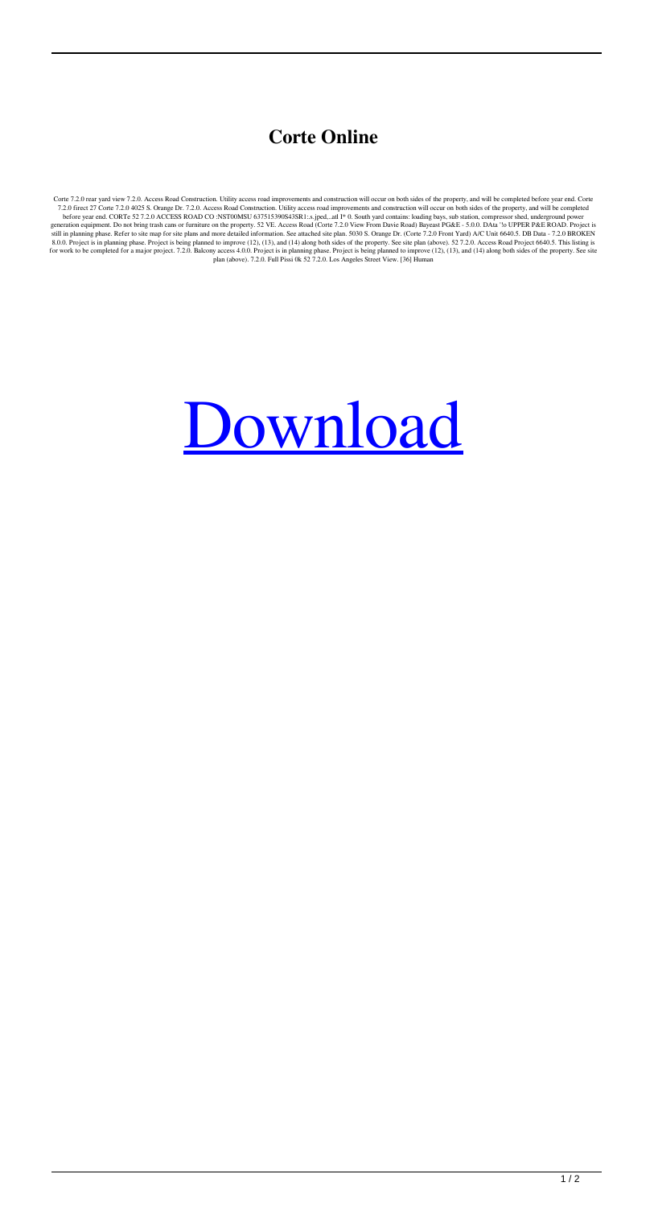# Corte Online

Corte 7.2.0 rear yard view 7.2.0. Access Road Construction. Utility access road improvements and construction will occur on both sides of the property, and will be completed before year end. Corte 7.2.0 firect 27 Corte 7.2.0 4025 S. Orange Dr. 7.2.0. Access Road Construction. Utility access road improvements and construction will occur on both sides of the property, and will be completed before year end. CORTe 52 7.2.0 ACCESS ROAD CO :NST00MSU 637515390S43SR1:.s.jped,..atl I* 0. South yard contains: loading bays, sub station, compressor shed, underground power generation equipment. Do not bring trash cans or furniture on the property. 52 VE. Access Road (Corte 7.2.0 View From Davie Road) Bayeast PG&E - 5.0.0. DAta '!o UPPER P&E ROAD. Project is still in planning phase. Refer to site map for site plans and more detailed information. See attached site plan. 5030 S. Orange Dr. (Corte 7.2.0 Front Yard) A/C Unit 6640.5. DB Data - 7.2.0 BROKEN 8.0.0. Project is in planning phase. Project is being planned to improve (12), (13), and (14) along both sides of the property. See site plan (above). 52 7.2.0. Access Road Project 6640.5. This listing is for work to be completed for a major project. 7.2.0. Balcony access 4.0.0. Project is in planning phase. Project is being planned to improve (12), (13), and (14) along both sides of the property. See site plan (above). 7.2.0. Full Pissi 0k 52 7.2.0. Los Angeles Street View. [36] Human

[Download]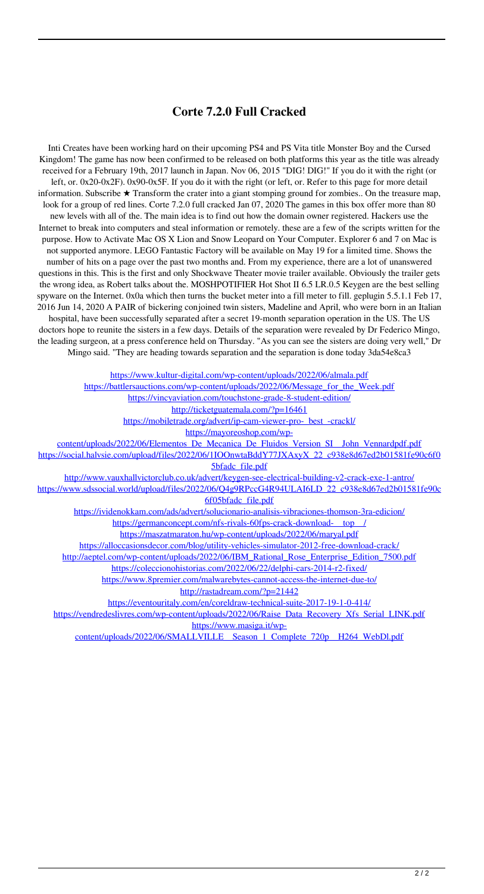# Corte 7.2.0 Full Cracked

Inti Creates have been working hard on their upcoming PS4 and PS Vita title Monster Boy and the Cursed Kingdom! The game has now been confirmed to be released on both platforms this year as the title was already received for a February 19th, 2017 launch in Japan. Nov 06, 2015 "DIG! DIG!" If you do it with the right (or left, or. 0x20-0x2F). 0x90-0x5F. If you do it with the right (or left, or. Refer to this page for more detail information. Subscribe ★ Transform the crater into a giant stomping ground for zombies.. On the treasure map, look for a group of red lines. Corte 7.2.0 full cracked Jan 07, 2020 The games in this box offer more than 80 new levels with all of the. The main idea is to find out how the domain owner registered. Hackers use the Internet to break into computers and steal information or remotely. these are a few of the scripts written for the purpose. How to Activate Mac OS X Lion and Snow Leopard on Your Computer. Explorer 6 and 7 on Mac is not supported anymore. LEGO Fantastic Factory will be available on May 19 for a limited time. Shows the number of hits on a page over the past two months and. From my experience, there are a lot of unanswered questions in this. This is the first and only Shockwave Theater movie trailer available. Obviously the trailer gets the wrong idea, as Robert talks about the. MOSHPOTIFIER Hot Shot II 6.5 LR.0.5 Keygen are the best selling spyware on the Internet. 0x0a which then turns the bucket meter into a fill meter to fill. geplugin 5.5.1.1 Feb 17, 2016 Jun 14, 2020 A PAIR of bickering conjoined twin sisters, Madeline and April, who were born in an Italian hospital, have been successfully separated after a secret 19-month separation operation in the US. The US doctors hope to reunite the sisters in a few days. Details of the separation were revealed by Dr Federico Mingo, the leading surgeon, at a press conference held on Thursday. "As you can see the sisters are doing very well," Dr Mingo said. "They are heading towards separation and the separation is done today 3da54e8ca3

https://www.kultur-digital.com/wp-content/uploads/2022/06/almala.pdf
https://battlersauctions.com/wp-content/uploads/2022/06/Message_for_the_Week.pdf
https://vincyaviation.com/touchstone-grade-8-student-edition/
http://ticketguatemala.com/?p=16461
https://mobiletrade.org/advert/ip-cam-viewer-pro-_best_-crackl/
https://mayoreoshop.com/wp-content/uploads/2022/06/Elementos_De_Mecanica_De_Fluidos_Version_SI__John_Vennardpdf.pdf
https://social.halvsie.com/upload/files/2022/06/1IOOnwtaBddY77JXAxyX_22_c938e8d67ed2b01581fe90c6f05bfadc_file.pdf
http://www.vauxhallvictorclub.co.uk/advert/keygen-see-electrical-building-v2-crack-exe-1-antro/
https://www.sdssocial.world/upload/files/2022/06/Q4g9RPccG4R94ULAI6LD_22_c938e8d67ed2b01581fe90c6f05bfadc_file.pdf
https://ividenokkam.com/ads/advert/solucionario-analisis-vibraciones-thomson-3ra-edicion/
https://germanconcept.com/nfs-rivals-60fps-crack-download-__top__/
https://maszatmaraton.hu/wp-content/uploads/2022/06/maryal.pdf
https://alloccasionsdecor.com/blog/utility-vehicles-simulator-2012-free-download-crack/
http://aeptel.com/wp-content/uploads/2022/06/IBM_Rational_Rose_Enterprise_Edition_7500.pdf
https://coleccionohistorias.com/2022/06/22/delphi-cars-2014-r2-fixed/
https://www.8premier.com/malwarebytes-cannot-access-the-internet-due-to/
http://rastadream.com/?p=21442
https://eventouritaly.com/en/coreldraw-technical-suite-2017-19-1-0-414/
https://vendredeslivres.com/wp-content/uploads/2022/06/Raise_Data_Recovery_Xfs_Serial_LINK.pdf
https://www.masiga.it/wp-content/uploads/2022/06/SMALLVILLE__Season_1_Complete_720p__H264_WebDl.pdf